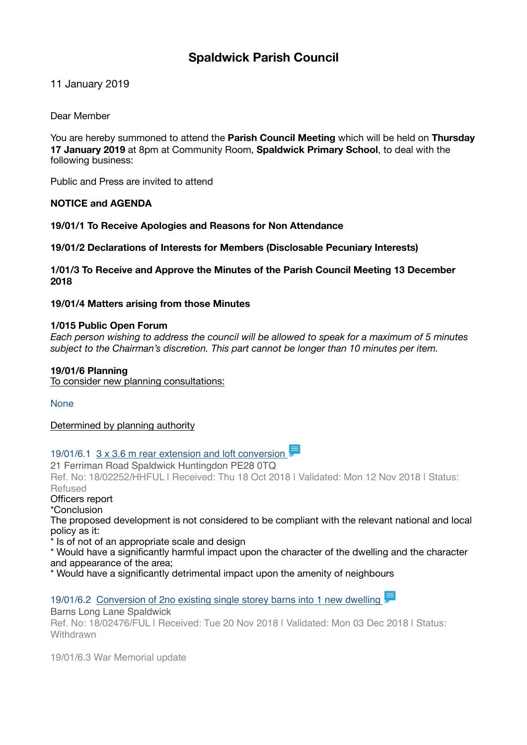# Spaldwick Parish Council

11 January 2019

Dear Member

You are hereby summoned to attend the **Parish Council Meeting** which will be held on **Thursday 17 January 2019** at 8pm at Community Room, **Spaldwick Primary School**, to deal with the following business:

Public and Press are invited to attend

**NOTICE and AGENDA**

**19/01/1 To Receive Apologies and Reasons for Non Attendance**

**19/01/2 Declarations of Interests for Members (Disclosable Pecuniary Interests)**

**1/01/3 To Receive and Approve the Minutes of the Parish Council Meeting 13 December 2018**

**19/01/4 Matters arising from those Minutes**

**1/015 Public Open Forum**
*Each person wishing to address the council will be allowed to speak for a maximum of 5 minutes subject to the Chairman's discretion. This part cannot be longer than 10 minutes per item.*

**19/01/6 Planning**
To consider new planning consultations:

None

Determined by planning authority

19/01/6.1 3 x 3.6 m rear extension and loft conversion
21 Ferriman Road Spaldwick Huntingdon PE28 0TQ
Ref. No: 18/02252/HHFUL | Received: Thu 18 Oct 2018 | Validated: Mon 12 Nov 2018 | Status: Refused
Officers report
*Conclusion
The proposed development is not considered to be compliant with the relevant national and local policy as it:
* Is of not of an appropriate scale and design
* Would have a significantly harmful impact upon the character of the dwelling and the character and appearance of the area;
* Would have a significantly detrimental impact upon the amenity of neighbours

19/01/6.2 Conversion of 2no existing single storey barns into 1 new dwelling
Barns Long Lane Spaldwick
Ref. No: 18/02476/FUL | Received: Tue 20 Nov 2018 | Validated: Mon 03 Dec 2018 | Status: Withdrawn

19/01/6.3 War Memorial update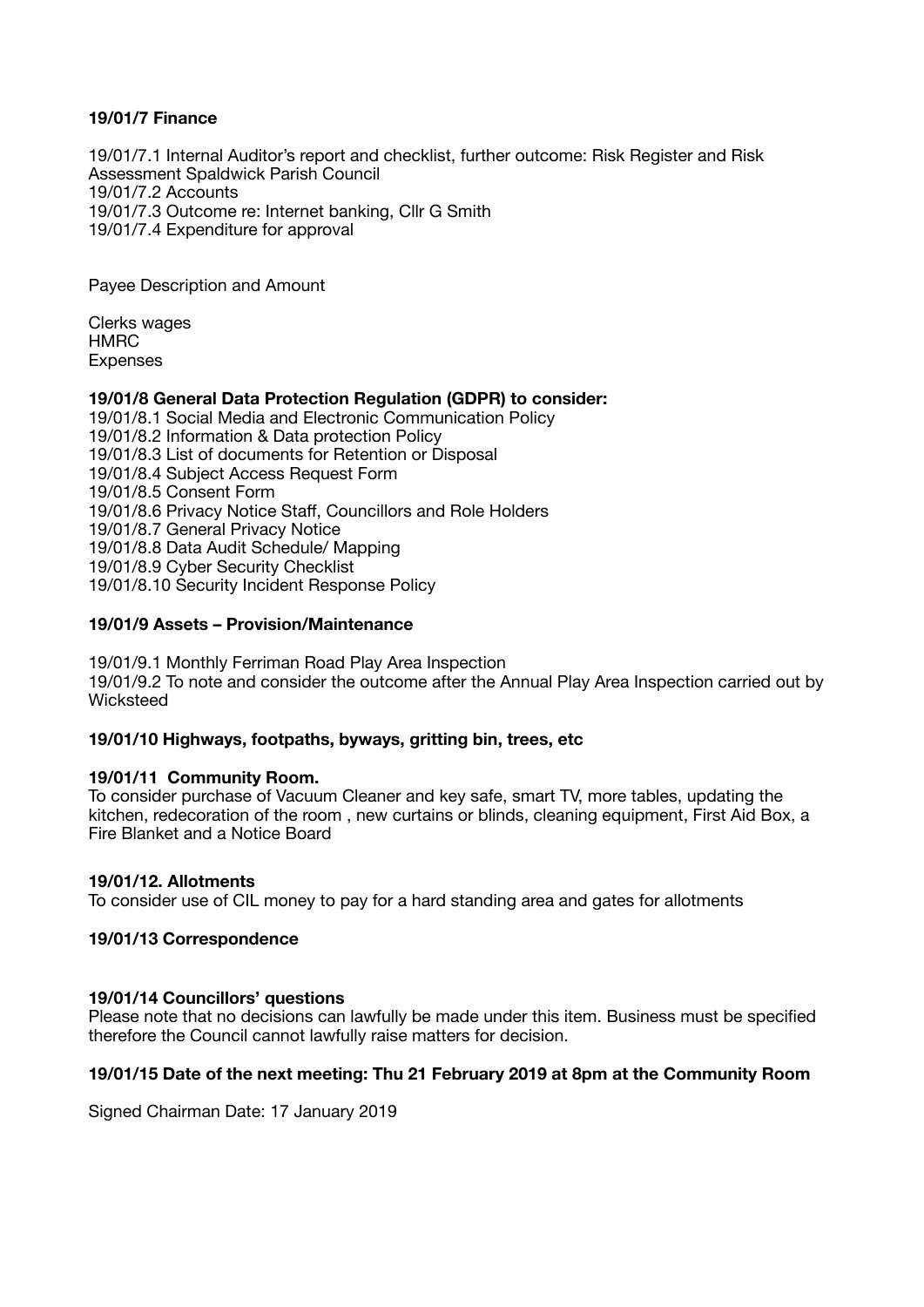**19/01/7 Finance**

19/01/7.1 Internal Auditor's report and checklist, further outcome: Risk Register and Risk Assessment Spaldwick Parish Council
19/01/7.2 Accounts
19/01/7.3 Outcome re: Internet banking, Cllr G Smith
19/01/7.4 Expenditure for approval

Payee Description and Amount

Clerks wages
HMRC
Expenses

**19/01/8 General Data Protection Regulation (GDPR) to consider:**

19/01/8.1 Social Media and Electronic Communication Policy
19/01/8.2 Information & Data protection Policy
19/01/8.3 List of documents for Retention or Disposal
19/01/8.4 Subject Access Request Form
19/01/8.5 Consent Form
19/01/8.6 Privacy Notice Staff, Councillors and Role Holders
19/01/8.7 General Privacy Notice
19/01/8.8 Data Audit Schedule/ Mapping
19/01/8.9 Cyber Security Checklist
19/01/8.10 Security Incident Response Policy

**19/01/9 Assets – Provision/Maintenance**

19/01/9.1 Monthly Ferriman Road Play Area Inspection
19/01/9.2 To note and consider the outcome after the Annual Play Area Inspection carried out by Wicksteed

**19/01/10 Highways, footpaths, byways, gritting bin, trees, etc**

**19/01/11 Community Room.**
To consider purchase of Vacuum Cleaner and key safe, smart TV, more tables, updating the kitchen, redecoration of the room , new curtains or blinds, cleaning equipment, First Aid Box, a Fire Blanket and a Notice Board

**19/01/12. Allotments**
To consider use of CIL money to pay for a hard standing area and gates for allotments

**19/01/13 Correspondence**

**19/01/14 Councillors' questions**
Please note that no decisions can lawfully be made under this item. Business must be specified therefore the Council cannot lawfully raise matters for decision.

**19/01/15 Date of the next meeting: Thu 21 February 2019 at 8pm at the Community Room**

Signed Chairman Date: 17 January 2019